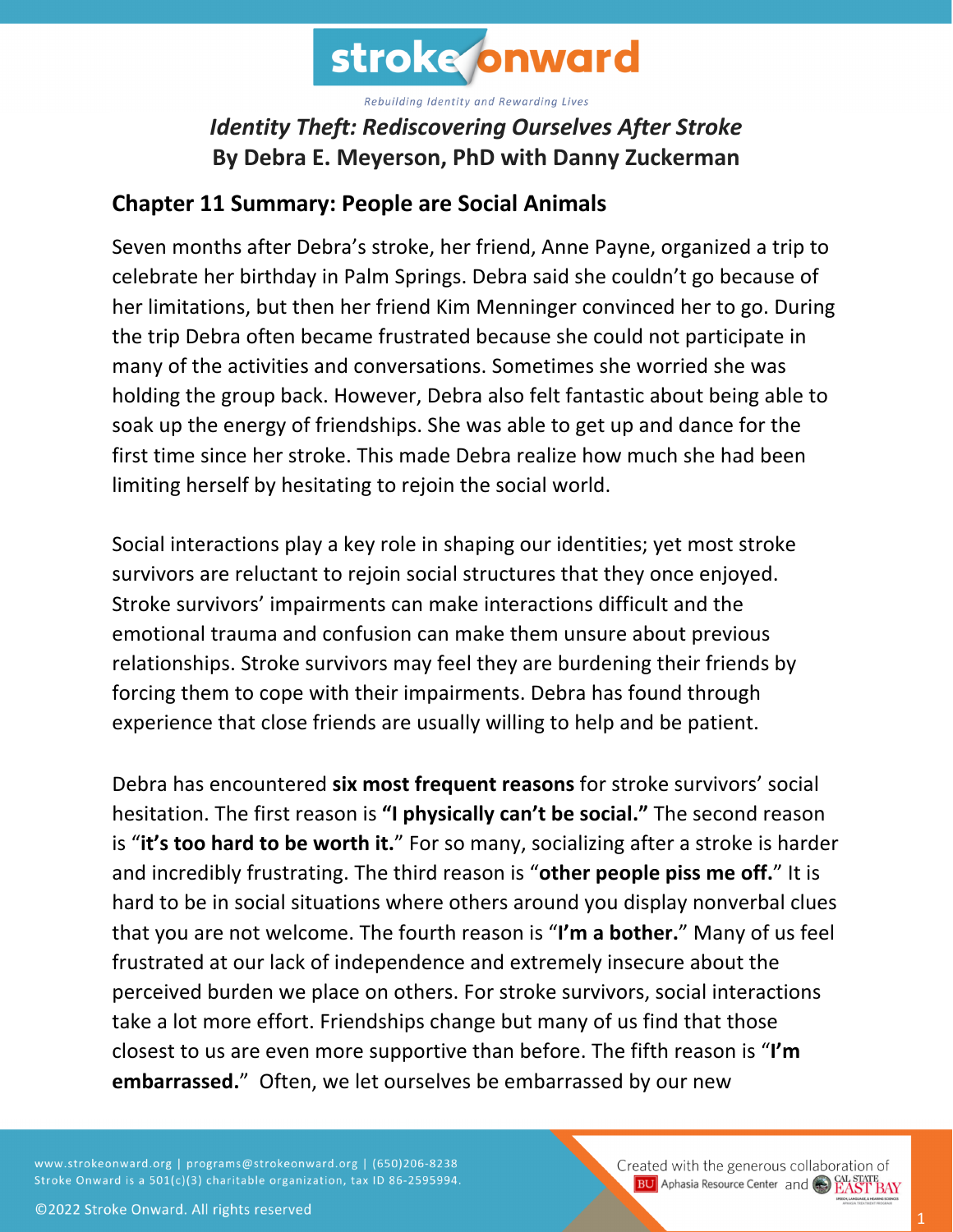stroke onward

*Rebuilding Identity and Rewarding Lives*

### *Identity Theft: Rediscovering Ourselves After Stroke*
### By Debra E. Meyerson, PhD with Danny Zuckerman

## Chapter 11 Summary: People are Social Animals

Seven months after Debra's stroke, her friend, Anne Payne, organized a trip to celebrate her birthday in Palm Springs. Debra said she couldn't go because of her limitations, but then her friend Kim Menninger convinced her to go. During the trip Debra often became frustrated because she could not participate in many of the activities and conversations. Sometimes she worried she was holding the group back. However, Debra also felt fantastic about being able to soak up the energy of friendships. She was able to get up and dance for the first time since her stroke. This made Debra realize how much she had been limiting herself by hesitating to rejoin the social world.

Social interactions play a key role in shaping our identities; yet most stroke survivors are reluctant to rejoin social structures that they once enjoyed. Stroke survivors' impairments can make interactions difficult and the emotional trauma and confusion can make them unsure about previous relationships. Stroke survivors may feel they are burdening their friends by forcing them to cope with their impairments. Debra has found through experience that close friends are usually willing to help and be patient.

Debra has encountered **six most frequent reasons** for stroke survivors' social hesitation. The first reason is **"I physically can't be social."** The second reason is "**it's too hard to be worth it.**" For so many, socializing after a stroke is harder and incredibly frustrating. The third reason is "**other people piss me off.**" It is hard to be in social situations where others around you display nonverbal clues that you are not welcome. The fourth reason is "**I'm a bother.**" Many of us feel frustrated at our lack of independence and extremely insecure about the perceived burden we place on others. For stroke survivors, social interactions take a lot more effort. Friendships change but many of us find that those closest to us are even more supportive than before. The fifth reason is "**I'm embarrassed.**" Often, we let ourselves be embarrassed by our new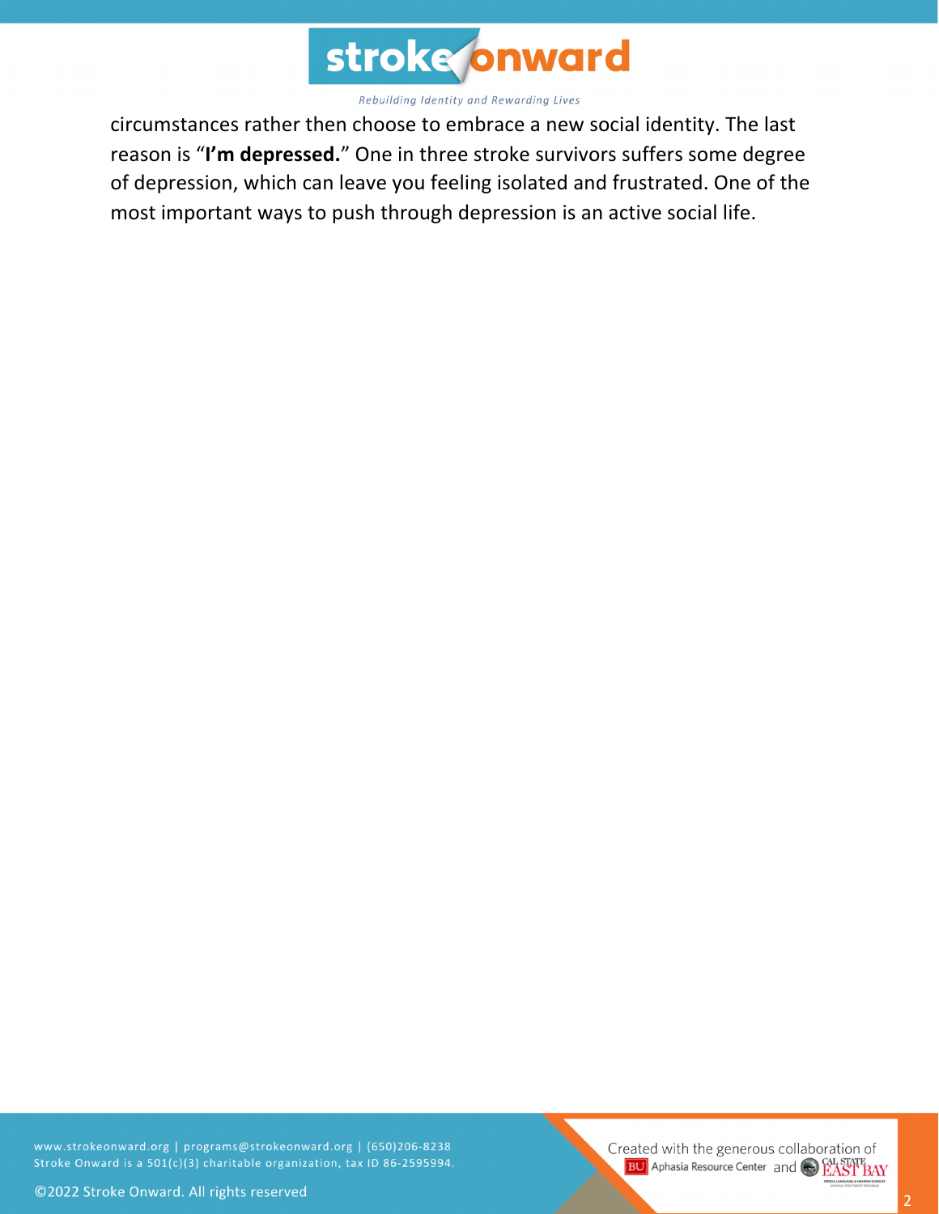circumstances rather then choose to embrace a new social identity. The last reason is "**I'm depressed.**" One in three stroke survivors suffers some degree of depression, which can leave you feeling isolated and frustrated. One of the most important ways to push through depression is an active social life.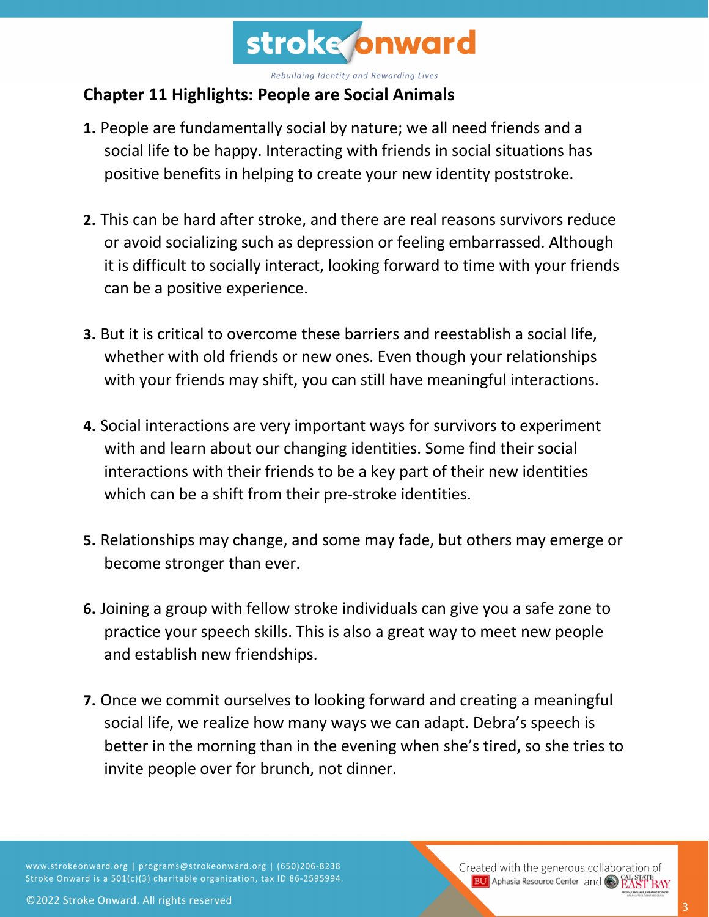## Chapter 11 Highlights: People are Social Animals

1. People are fundamentally social by nature; we all need friends and a social life to be happy. Interacting with friends in social situations has positive benefits in helping to create your new identity poststroke.

2. This can be hard after stroke, and there are real reasons survivors reduce or avoid socializing such as depression or feeling embarrassed. Although it is difficult to socially interact, looking forward to time with your friends can be a positive experience.

3. But it is critical to overcome these barriers and reestablish a social life, whether with old friends or new ones. Even though your relationships with your friends may shift, you can still have meaningful interactions.

4. Social interactions are very important ways for survivors to experiment with and learn about our changing identities. Some find their social interactions with their friends to be a key part of their new identities which can be a shift from their pre-stroke identities.

5. Relationships may change, and some may fade, but others may emerge or become stronger than ever.

6. Joining a group with fellow stroke individuals can give you a safe zone to practice your speech skills. This is also a great way to meet new people and establish new friendships.

7. Once we commit ourselves to looking forward and creating a meaningful social life, we realize how many ways we can adapt. Debra's speech is better in the morning than in the evening when she's tired, so she tries to invite people over for brunch, not dinner.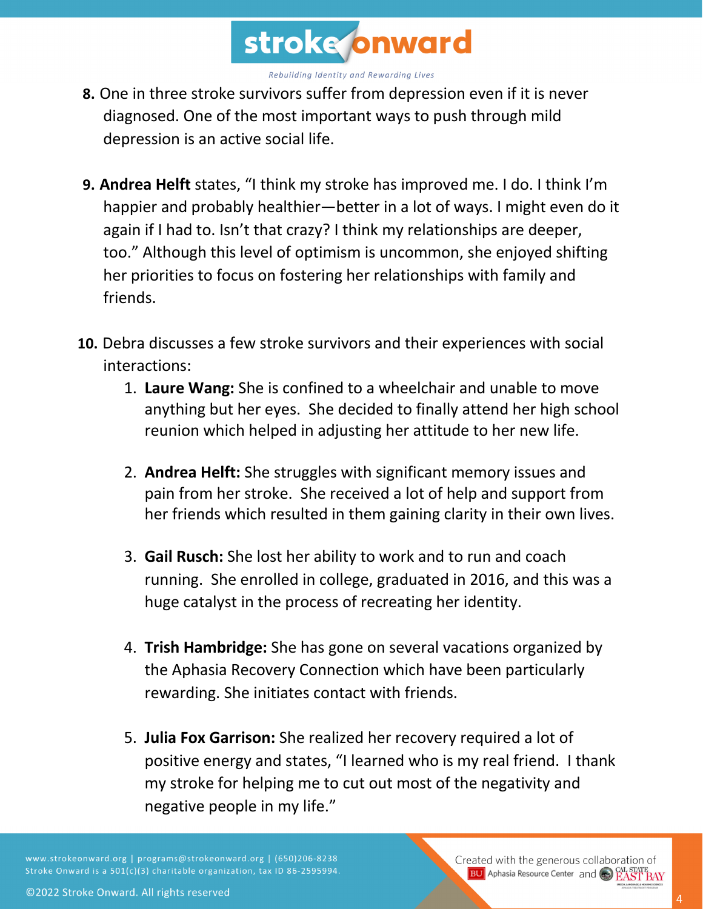**8.** One in three stroke survivors suffer from depression even if it is never diagnosed. One of the most important ways to push through mild depression is an active social life.

**9. Andrea Helft** states, "I think my stroke has improved me. I do. I think I'm happier and probably healthier—better in a lot of ways. I might even do it again if I had to. Isn't that crazy? I think my relationships are deeper, too." Although this level of optimism is uncommon, she enjoyed shifting her priorities to focus on fostering her relationships with family and friends.

**10.** Debra discusses a few stroke survivors and their experiences with social interactions:

1. **Laure Wang:** She is confined to a wheelchair and unable to move anything but her eyes. She decided to finally attend her high school reunion which helped in adjusting her attitude to her new life.

2. **Andrea Helft:** She struggles with significant memory issues and pain from her stroke. She received a lot of help and support from her friends which resulted in them gaining clarity in their own lives.

3. **Gail Rusch:** She lost her ability to work and to run and coach running. She enrolled in college, graduated in 2016, and this was a huge catalyst in the process of recreating her identity.

4. **Trish Hambridge:** She has gone on several vacations organized by the Aphasia Recovery Connection which have been particularly rewarding. She initiates contact with friends.

5. **Julia Fox Garrison:** She realized her recovery required a lot of positive energy and states, "I learned who is my real friend. I thank my stroke for helping me to cut out most of the negativity and negative people in my life."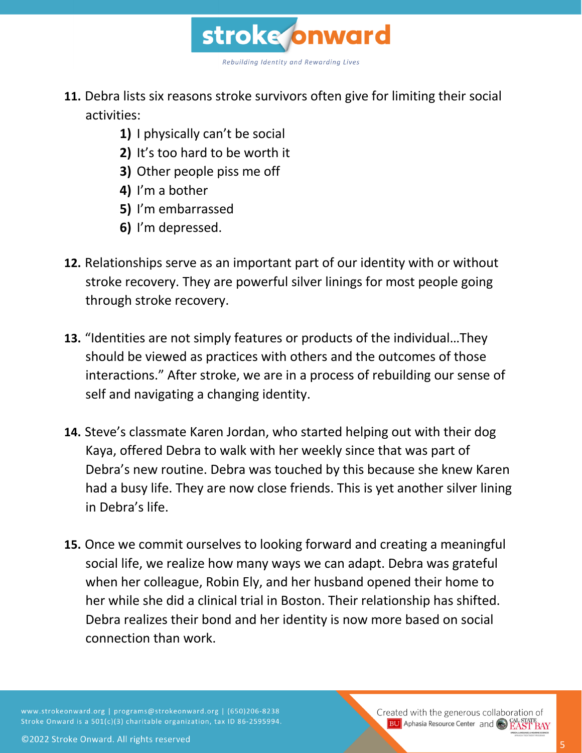11. Debra lists six reasons stroke survivors often give for limiting their social activities:
    1) I physically can't be social
    2) It's too hard to be worth it
    3) Other people piss me off
    4) I'm a bother
    5) I'm embarrassed
    6) I'm depressed.

12. Relationships serve as an important part of our identity with or without stroke recovery. They are powerful silver linings for most people going through stroke recovery.

13. "Identities are not simply features or products of the individual…They should be viewed as practices with others and the outcomes of those interactions." After stroke, we are in a process of rebuilding our sense of self and navigating a changing identity.

14. Steve's classmate Karen Jordan, who started helping out with their dog Kaya, offered Debra to walk with her weekly since that was part of Debra's new routine. Debra was touched by this because she knew Karen had a busy life. They are now close friends. This is yet another silver lining in Debra's life.

15. Once we commit ourselves to looking forward and creating a meaningful social life, we realize how many ways we can adapt. Debra was grateful when her colleague, Robin Ely, and her husband opened their home to her while she did a clinical trial in Boston. Their relationship has shifted. Debra realizes their bond and her identity is now more based on social connection than work.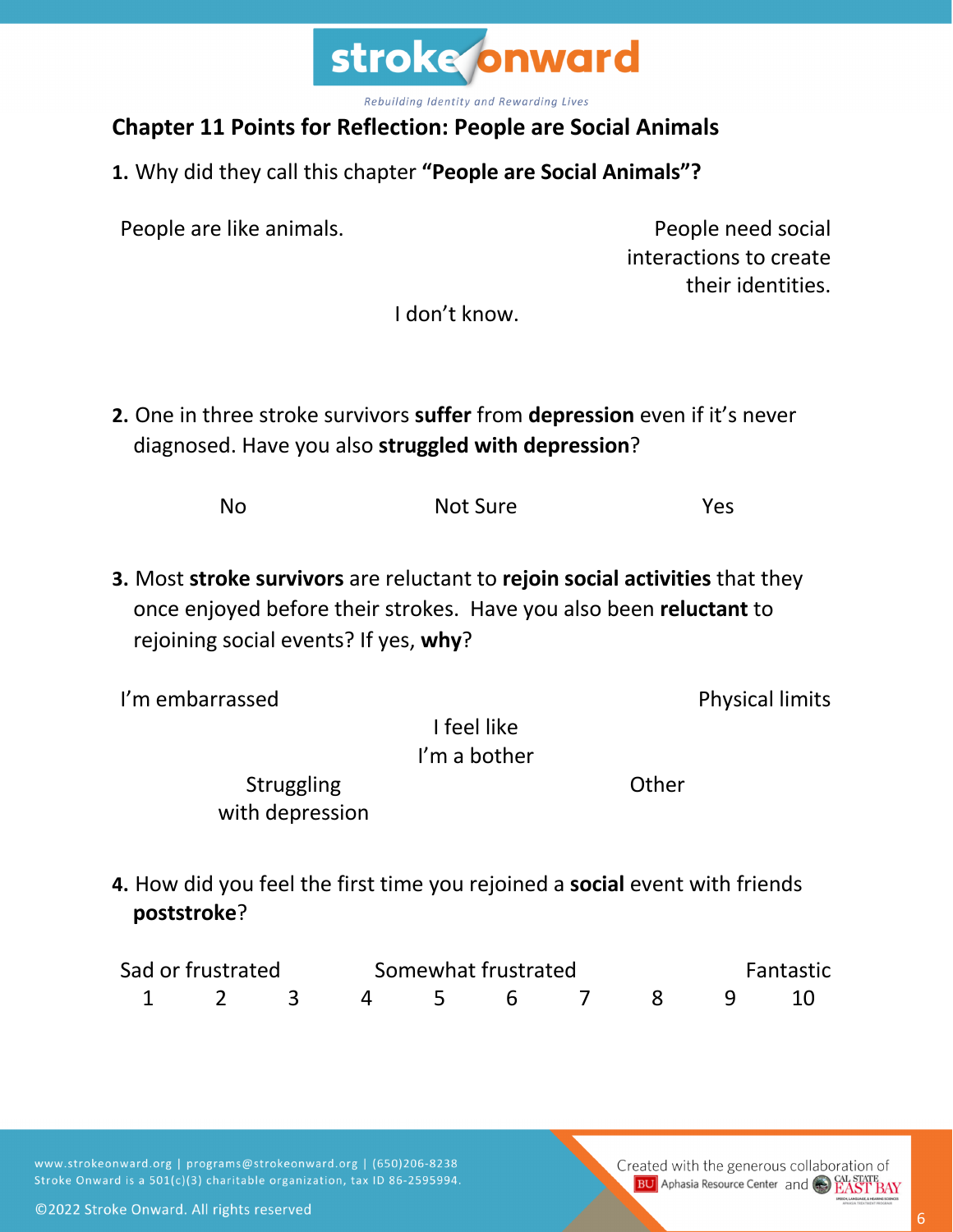## Chapter 11 Points for Reflection: People are Social Animals

**1.** Why did they call this chapter **"People are Social Animals"?**

People are like animals.

People need social interactions to create their identities.

I don't know.

**2.** One in three stroke survivors **suffer** from **depression** even if it's never diagnosed. Have you also **struggled with depression**?

No

Not Sure

Yes

**3.** Most **stroke survivors** are reluctant to **rejoin social activities** that they once enjoyed before their strokes. Have you also been **reluctant** to rejoining social events? If yes, **why**?

I'm embarrassed

Physical limits

I feel like I'm a bother

Struggling with depression

Other

**4.** How did you feel the first time you rejoined a **social** event with friends **poststroke**?

| Sad or frustrated | | | Somewhat frustrated | | | | | | Fantastic |
|---|---|---|---|---|---|---|---|---|---|
| 1 | 2 | 3 | 4 | 5 | 6 | 7 | 8 | 9 | 10 |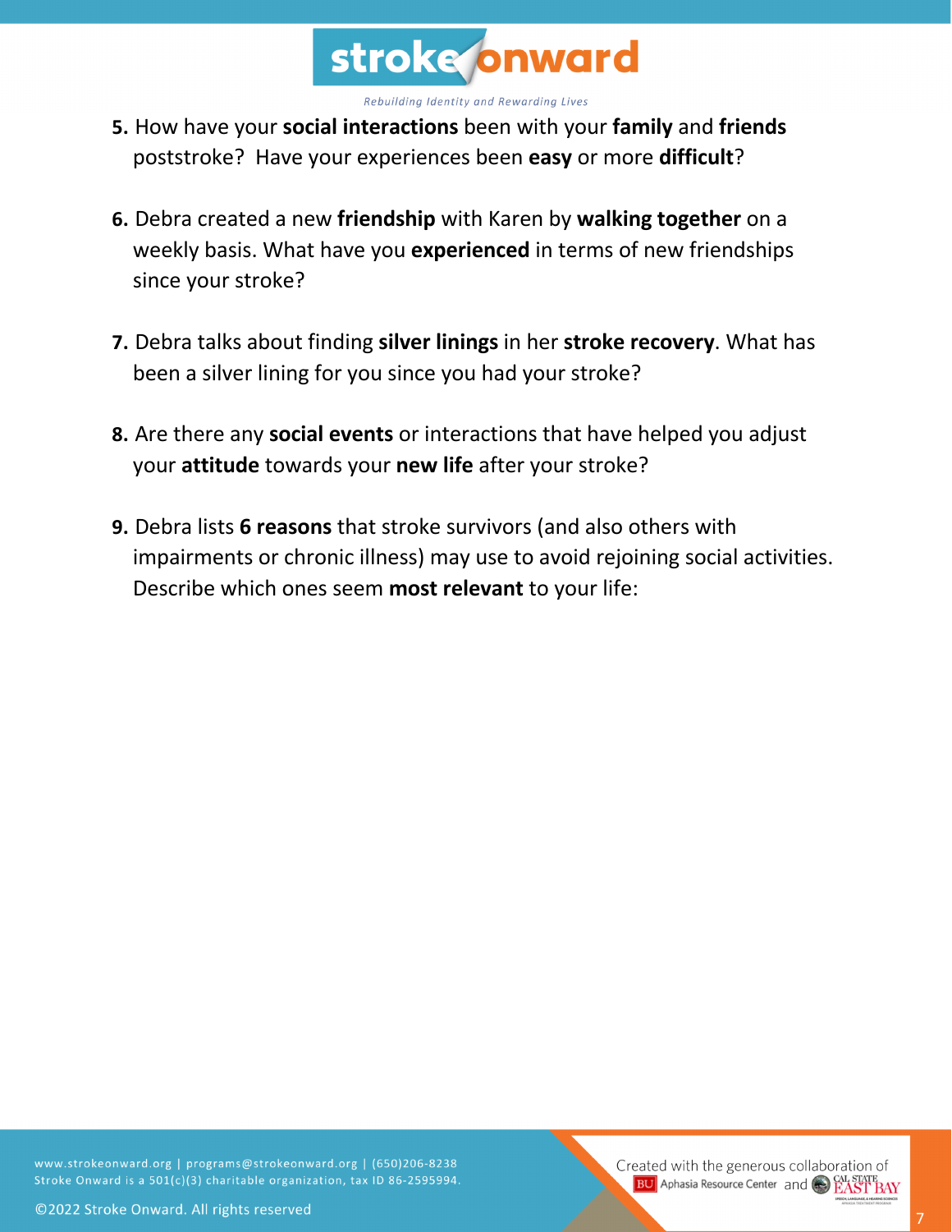5. How have your **social interactions** been with your **family** and **friends** poststroke? Have your experiences been **easy** or more **difficult**?

6. Debra created a new **friendship** with Karen by **walking together** on a weekly basis. What have you **experienced** in terms of new friendships since your stroke?

7. Debra talks about finding **silver linings** in her **stroke recovery**. What has been a silver lining for you since you had your stroke?

8. Are there any **social events** or interactions that have helped you adjust your **attitude** towards your **new life** after your stroke?

9. Debra lists **6 reasons** that stroke survivors (and also others with impairments or chronic illness) may use to avoid rejoining social activities. Describe which ones seem **most relevant** to your life: